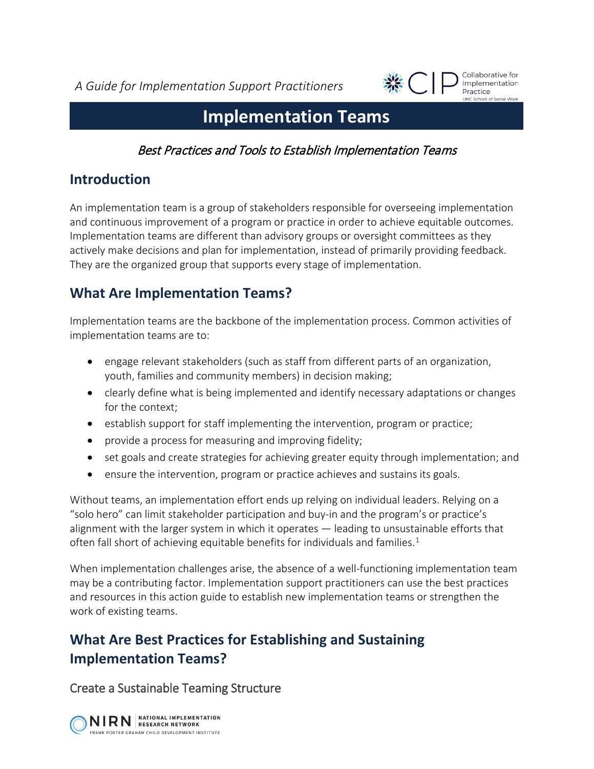*A Guide for Implementation Support Practitioners*

# Implementation Teams

*Best Practices and Tools to Establish Implementation Teams*

## Introduction

An implementation team is a group of stakeholders responsible for overseeing implementation and continuous improvement of a program or practice in order to achieve equitable outcomes. Implementation teams are different than advisory groups or oversight committees as they actively make decisions and plan for implementation, instead of primarily providing feedback. They are the organized group that supports every stage of implementation.

## What Are Implementation Teams?

Implementation teams are the backbone of the implementation process. Common activities of implementation teams are to:

- engage relevant stakeholders (such as staff from different parts of an organization, youth, families and community members) in decision making;
- clearly define what is being implemented and identify necessary adaptations or changes for the context;
- establish support for staff implementing the intervention, program or practice;
- provide a process for measuring and improving fidelity;
- set goals and create strategies for achieving greater equity through implementation; and
- ensure the intervention, program or practice achieves and sustains its goals.

Without teams, an implementation effort ends up relying on individual leaders. Relying on a "solo hero" can limit stakeholder participation and buy-in and the program's or practice's alignment with the larger system in which it operates — leading to unsustainable efforts that often fall short of achieving equitable benefits for individuals and families.[1]

When implementation challenges arise, the absence of a well-functioning implementation team may be a contributing factor. Implementation support practitioners can use the best practices and resources in this action guide to establish new implementation teams or strengthen the work of existing teams.

## What Are Best Practices for Establishing and Sustaining Implementation Teams?

### Create a Sustainable Teaming Structure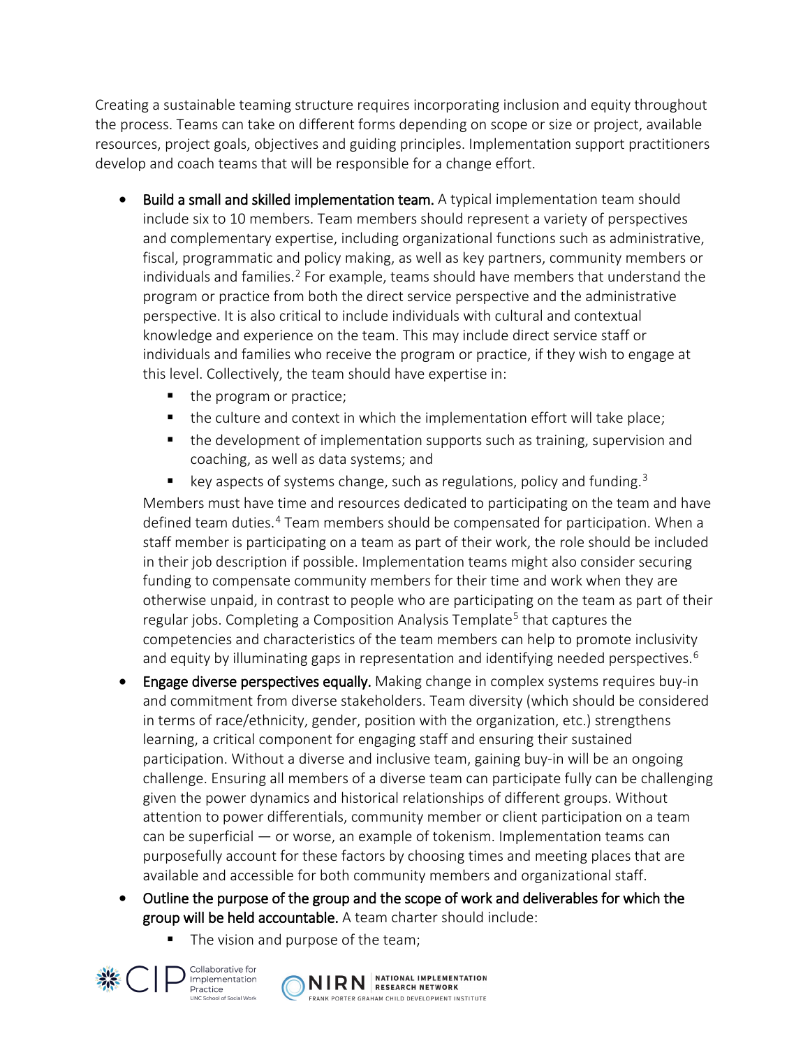Creating a sustainable teaming structure requires incorporating inclusion and equity throughout the process. Teams can take on different forms depending on scope or size or project, available resources, project goals, objectives and guiding principles. Implementation support practitioners develop and coach teams that will be responsible for a change effort.

- **Build a small and skilled implementation team.** A typical implementation team should include six to 10 members. Team members should represent a variety of perspectives and complementary expertise, including organizational functions such as administrative, fiscal, programmatic and policy making, as well as key partners, community members or individuals and families.[2] For example, teams should have members that understand the program or practice from both the direct service perspective and the administrative perspective. It is also critical to include individuals with cultural and contextual knowledge and experience on the team. This may include direct service staff or individuals and families who receive the program or practice, if they wish to engage at this level. Collectively, the team should have expertise in:
  - the program or practice;
  - the culture and context in which the implementation effort will take place;
  - the development of implementation supports such as training, supervision and coaching, as well as data systems; and
  - key aspects of systems change, such as regulations, policy and funding.[3]

  Members must have time and resources dedicated to participating on the team and have defined team duties.[4] Team members should be compensated for participation. When a staff member is participating on a team as part of their work, the role should be included in their job description if possible. Implementation teams might also consider securing funding to compensate community members for their time and work when they are otherwise unpaid, in contrast to people who are participating on the team as part of their regular jobs. Completing a Composition Analysis Template[5] that captures the competencies and characteristics of the team members can help to promote inclusivity and equity by illuminating gaps in representation and identifying needed perspectives.[6]
- **Engage diverse perspectives equally.** Making change in complex systems requires buy-in and commitment from diverse stakeholders. Team diversity (which should be considered in terms of race/ethnicity, gender, position with the organization, etc.) strengthens learning, a critical component for engaging staff and ensuring their sustained participation. Without a diverse and inclusive team, gaining buy-in will be an ongoing challenge. Ensuring all members of a diverse team can participate fully can be challenging given the power dynamics and historical relationships of different groups. Without attention to power differentials, community member or client participation on a team can be superficial — or worse, an example of tokenism. Implementation teams can purposefully account for these factors by choosing times and meeting places that are available and accessible for both community members and organizational staff.
- **Outline the purpose of the group and the scope of work and deliverables for which the group will be held accountable.** A team charter should include:
  - The vision and purpose of the team;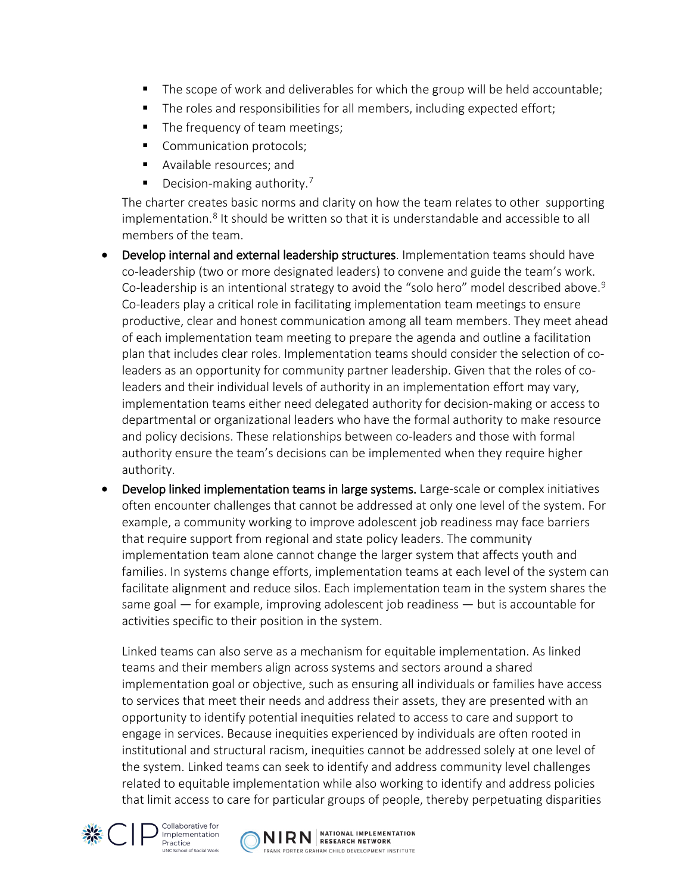- The scope of work and deliverables for which the group will be held accountable;
    - The roles and responsibilities for all members, including expected effort;
    - The frequency of team meetings;
    - Communication protocols;
    - Available resources; and
    - Decision-making authority.[7]

  The charter creates basic norms and clarity on how the team relates to other supporting implementation.[8] It should be written so that it is understandable and accessible to all members of the team.

- **Develop internal and external leadership structures**. Implementation teams should have co-leadership (two or more designated leaders) to convene and guide the team's work. Co-leadership is an intentional strategy to avoid the "solo hero" model described above.[9] Co-leaders play a critical role in facilitating implementation team meetings to ensure productive, clear and honest communication among all team members. They meet ahead of each implementation team meeting to prepare the agenda and outline a facilitation plan that includes clear roles. Implementation teams should consider the selection of co-leaders as an opportunity for community partner leadership. Given that the roles of co-leaders and their individual levels of authority in an implementation effort may vary, implementation teams either need delegated authority for decision-making or access to departmental or organizational leaders who have the formal authority to make resource and policy decisions. These relationships between co-leaders and those with formal authority ensure the team's decisions can be implemented when they require higher authority.
- **Develop linked implementation teams in large systems.** Large-scale or complex initiatives often encounter challenges that cannot be addressed at only one level of the system. For example, a community working to improve adolescent job readiness may face barriers that require support from regional and state policy leaders. The community implementation team alone cannot change the larger system that affects youth and families. In systems change efforts, implementation teams at each level of the system can facilitate alignment and reduce silos. Each implementation team in the system shares the same goal — for example, improving adolescent job readiness — but is accountable for activities specific to their position in the system.

  Linked teams can also serve as a mechanism for equitable implementation. As linked teams and their members align across systems and sectors around a shared implementation goal or objective, such as ensuring all individuals or families have access to services that meet their needs and address their assets, they are presented with an opportunity to identify potential inequities related to access to care and support to engage in services. Because inequities experienced by individuals are often rooted in institutional and structural racism, inequities cannot be addressed solely at one level of the system. Linked teams can seek to identify and address community level challenges related to equitable implementation while also working to identify and address policies that limit access to care for particular groups of people, thereby perpetuating disparities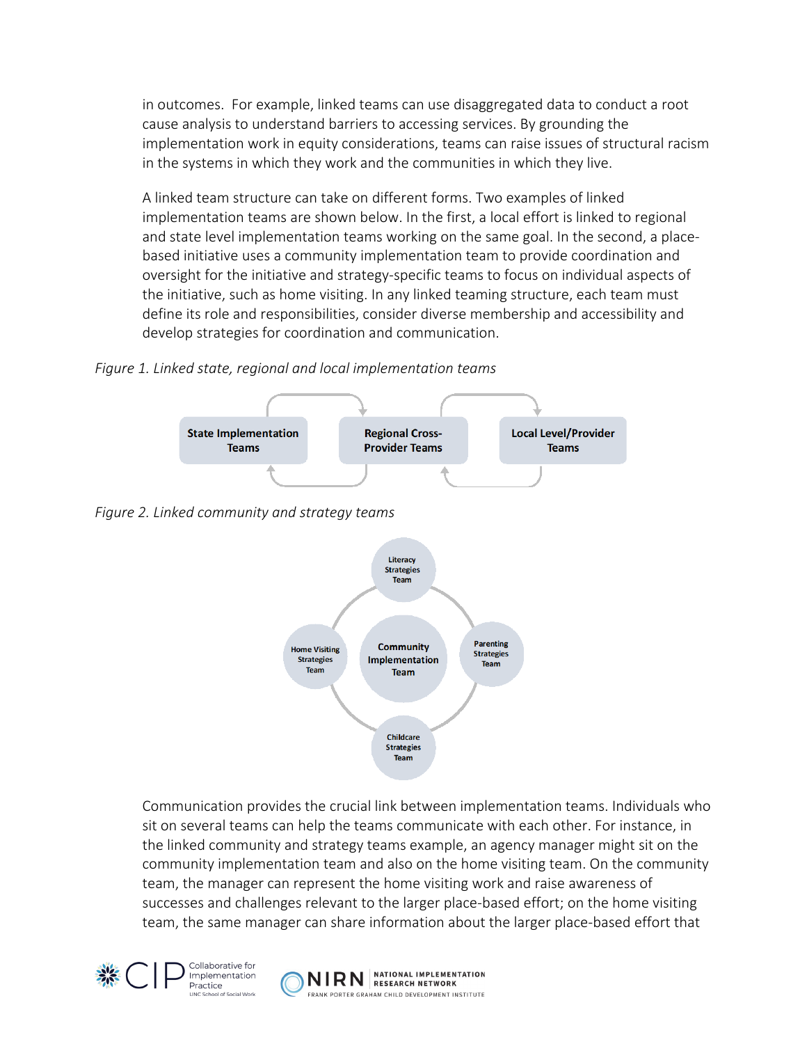in outcomes. For example, linked teams can use disaggregated data to conduct a root cause analysis to understand barriers to accessing services. By grounding the implementation work in equity considerations, teams can raise issues of structural racism in the systems in which they work and the communities in which they live.

A linked team structure can take on different forms. Two examples of linked implementation teams are shown below. In the first, a local effort is linked to regional and state level implementation teams working on the same goal. In the second, a place-based initiative uses a community implementation team to provide coordination and oversight for the initiative and strategy-specific teams to focus on individual aspects of the initiative, such as home visiting. In any linked teaming structure, each team must define its role and responsibilities, consider diverse membership and accessibility and develop strategies for coordination and communication.

*Figure 1. Linked state, regional and local implementation teams*

**State Implementation Teams** ⇄ **Regional Cross-Provider Teams** ⇄ **Local Level/Provider Teams**

*Figure 2. Linked community and strategy teams*

**Community Implementation Team**

- Literacy Strategies Team
- Parenting Strategies Team
- Childcare Strategies Team
- Home Visiting Strategies Team

Communication provides the crucial link between implementation teams. Individuals who sit on several teams can help the teams communicate with each other. For instance, in the linked community and strategy teams example, an agency manager might sit on the community implementation team and also on the home visiting team. On the community team, the manager can represent the home visiting work and raise awareness of successes and challenges relevant to the larger place-based effort; on the home visiting team, the same manager can share information about the larger place-based effort that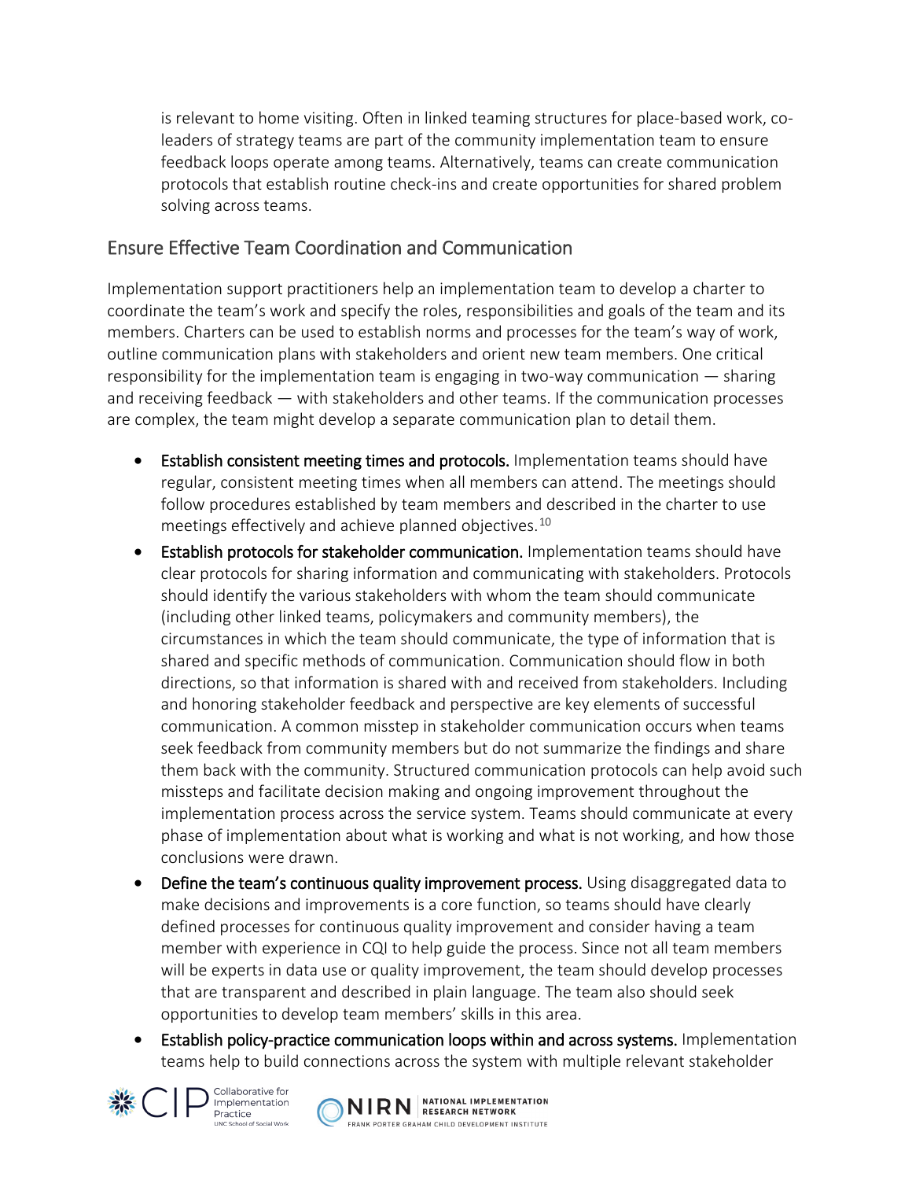is relevant to home visiting. Often in linked teaming structures for place-based work, co-leaders of strategy teams are part of the community implementation team to ensure feedback loops operate among teams. Alternatively, teams can create communication protocols that establish routine check-ins and create opportunities for shared problem solving across teams.

## Ensure Effective Team Coordination and Communication

Implementation support practitioners help an implementation team to develop a charter to coordinate the team's work and specify the roles, responsibilities and goals of the team and its members. Charters can be used to establish norms and processes for the team's way of work, outline communication plans with stakeholders and orient new team members. One critical responsibility for the implementation team is engaging in two-way communication — sharing and receiving feedback — with stakeholders and other teams. If the communication processes are complex, the team might develop a separate communication plan to detail them.

- **Establish consistent meeting times and protocols.** Implementation teams should have regular, consistent meeting times when all members can attend. The meetings should follow procedures established by team members and described in the charter to use meetings effectively and achieve planned objectives.[10]
- **Establish protocols for stakeholder communication.** Implementation teams should have clear protocols for sharing information and communicating with stakeholders. Protocols should identify the various stakeholders with whom the team should communicate (including other linked teams, policymakers and community members), the circumstances in which the team should communicate, the type of information that is shared and specific methods of communication. Communication should flow in both directions, so that information is shared with and received from stakeholders. Including and honoring stakeholder feedback and perspective are key elements of successful communication. A common misstep in stakeholder communication occurs when teams seek feedback from community members but do not summarize the findings and share them back with the community. Structured communication protocols can help avoid such missteps and facilitate decision making and ongoing improvement throughout the implementation process across the service system. Teams should communicate at every phase of implementation about what is working and what is not working, and how those conclusions were drawn.
- **Define the team's continuous quality improvement process.** Using disaggregated data to make decisions and improvements is a core function, so teams should have clearly defined processes for continuous quality improvement and consider having a team member with experience in CQI to help guide the process. Since not all team members will be experts in data use or quality improvement, the team should develop processes that are transparent and described in plain language. The team also should seek opportunities to develop team members' skills in this area.
- **Establish policy-practice communication loops within and across systems.** Implementation teams help to build connections across the system with multiple relevant stakeholder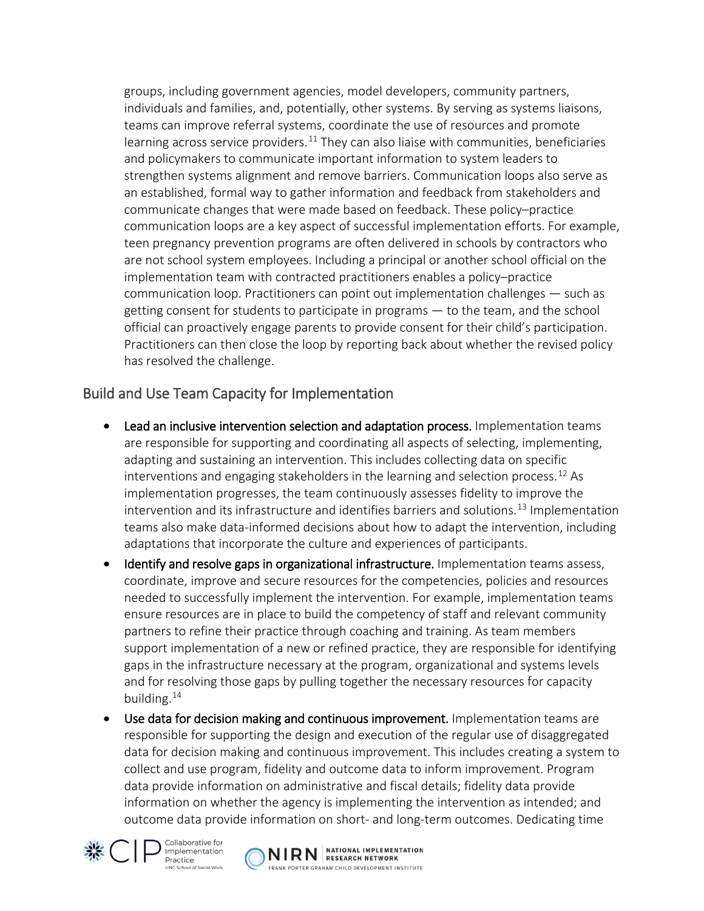groups, including government agencies, model developers, community partners, individuals and families, and, potentially, other systems. By serving as systems liaisons, teams can improve referral systems, coordinate the use of resources and promote learning across service providers.[11] They can also liaise with communities, beneficiaries and policymakers to communicate important information to system leaders to strengthen systems alignment and remove barriers. Communication loops also serve as an established, formal way to gather information and feedback from stakeholders and communicate changes that were made based on feedback. These policy–practice communication loops are a key aspect of successful implementation efforts. For example, teen pregnancy prevention programs are often delivered in schools by contractors who are not school system employees. Including a principal or another school official on the implementation team with contracted practitioners enables a policy–practice communication loop. Practitioners can point out implementation challenges — such as getting consent for students to participate in programs — to the team, and the school official can proactively engage parents to provide consent for their child's participation. Practitioners can then close the loop by reporting back about whether the revised policy has resolved the challenge.

## Build and Use Team Capacity for Implementation

- **Lead an inclusive intervention selection and adaptation process.** Implementation teams are responsible for supporting and coordinating all aspects of selecting, implementing, adapting and sustaining an intervention. This includes collecting data on specific interventions and engaging stakeholders in the learning and selection process.[12] As implementation progresses, the team continuously assesses fidelity to improve the intervention and its infrastructure and identifies barriers and solutions.[13] Implementation teams also make data-informed decisions about how to adapt the intervention, including adaptations that incorporate the culture and experiences of participants.
- **Identify and resolve gaps in organizational infrastructure.** Implementation teams assess, coordinate, improve and secure resources for the competencies, policies and resources needed to successfully implement the intervention. For example, implementation teams ensure resources are in place to build the competency of staff and relevant community partners to refine their practice through coaching and training. As team members support implementation of a new or refined practice, they are responsible for identifying gaps in the infrastructure necessary at the program, organizational and systems levels and for resolving those gaps by pulling together the necessary resources for capacity building.[14]
- **Use data for decision making and continuous improvement.** Implementation teams are responsible for supporting the design and execution of the regular use of disaggregated data for decision making and continuous improvement. This includes creating a system to collect and use program, fidelity and outcome data to inform improvement. Program data provide information on administrative and fiscal details; fidelity data provide information on whether the agency is implementing the intervention as intended; and outcome data provide information on short- and long-term outcomes. Dedicating time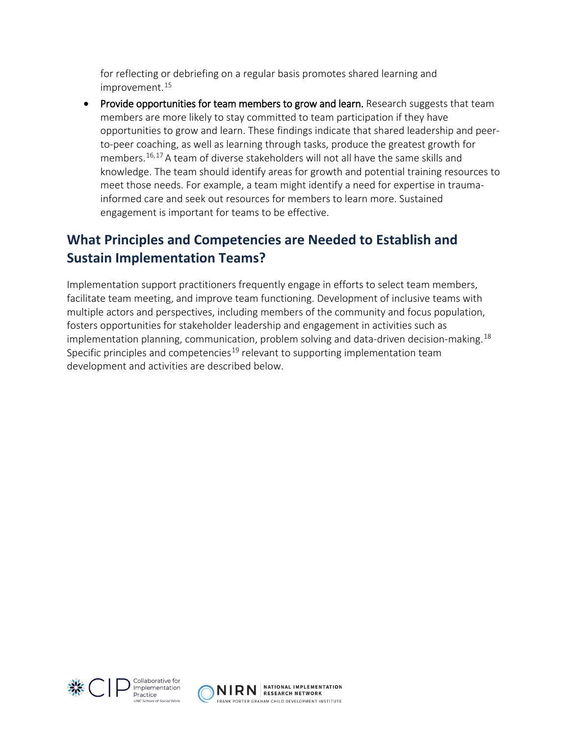for reflecting or debriefing on a regular basis promotes shared learning and improvement.[15]

- **Provide opportunities for team members to grow and learn.** Research suggests that team members are more likely to stay committed to team participation if they have opportunities to grow and learn. These findings indicate that shared leadership and peer-to-peer coaching, as well as learning through tasks, produce the greatest growth for members.[16,17] A team of diverse stakeholders will not all have the same skills and knowledge. The team should identify areas for growth and potential training resources to meet those needs. For example, a team might identify a need for expertise in trauma-informed care and seek out resources for members to learn more. Sustained engagement is important for teams to be effective.

## What Principles and Competencies are Needed to Establish and Sustain Implementation Teams?

Implementation support practitioners frequently engage in efforts to select team members, facilitate team meeting, and improve team functioning. Development of inclusive teams with multiple actors and perspectives, including members of the community and focus population, fosters opportunities for stakeholder leadership and engagement in activities such as implementation planning, communication, problem solving and data-driven decision-making.[18] Specific principles and competencies[19] relevant to supporting implementation team development and activities are described below.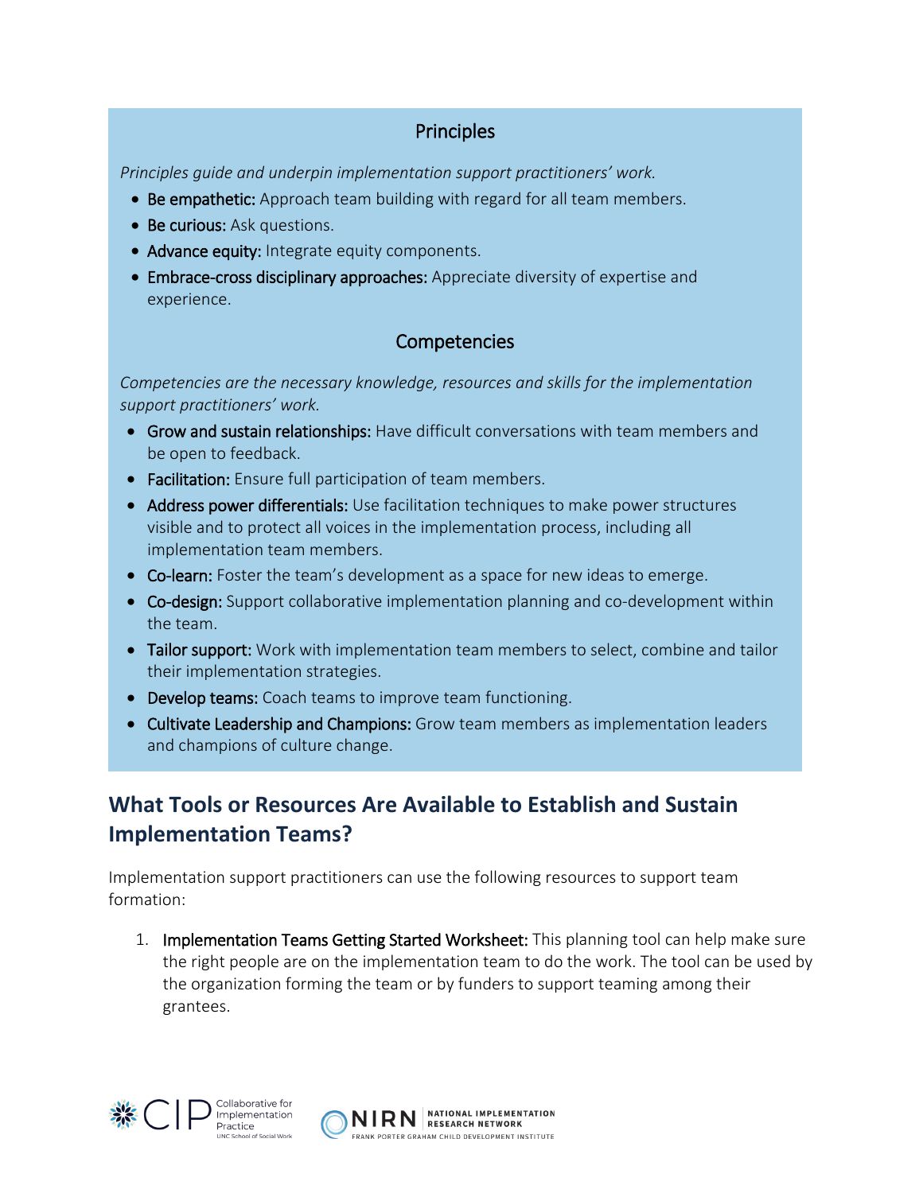### Principles

*Principles guide and underpin implementation support practitioners' work.*

- **Be empathetic:** Approach team building with regard for all team members.
- **Be curious:** Ask questions.
- **Advance equity:** Integrate equity components.
- **Embrace-cross disciplinary approaches:** Appreciate diversity of expertise and experience.

### Competencies

*Competencies are the necessary knowledge, resources and skills for the implementation support practitioners' work.*

- **Grow and sustain relationships:** Have difficult conversations with team members and be open to feedback.
- **Facilitation:** Ensure full participation of team members.
- **Address power differentials:** Use facilitation techniques to make power structures visible and to protect all voices in the implementation process, including all implementation team members.
- **Co-learn:** Foster the team's development as a space for new ideas to emerge.
- **Co-design:** Support collaborative implementation planning and co-development within the team.
- **Tailor support:** Work with implementation team members to select, combine and tailor their implementation strategies.
- **Develop teams:** Coach teams to improve team functioning.
- **Cultivate Leadership and Champions:** Grow team members as implementation leaders and champions of culture change.

## What Tools or Resources Are Available to Establish and Sustain Implementation Teams?

Implementation support practitioners can use the following resources to support team formation:

1. **Implementation Teams Getting Started Worksheet:** This planning tool can help make sure the right people are on the implementation team to do the work. The tool can be used by the organization forming the team or by funders to support teaming among their grantees.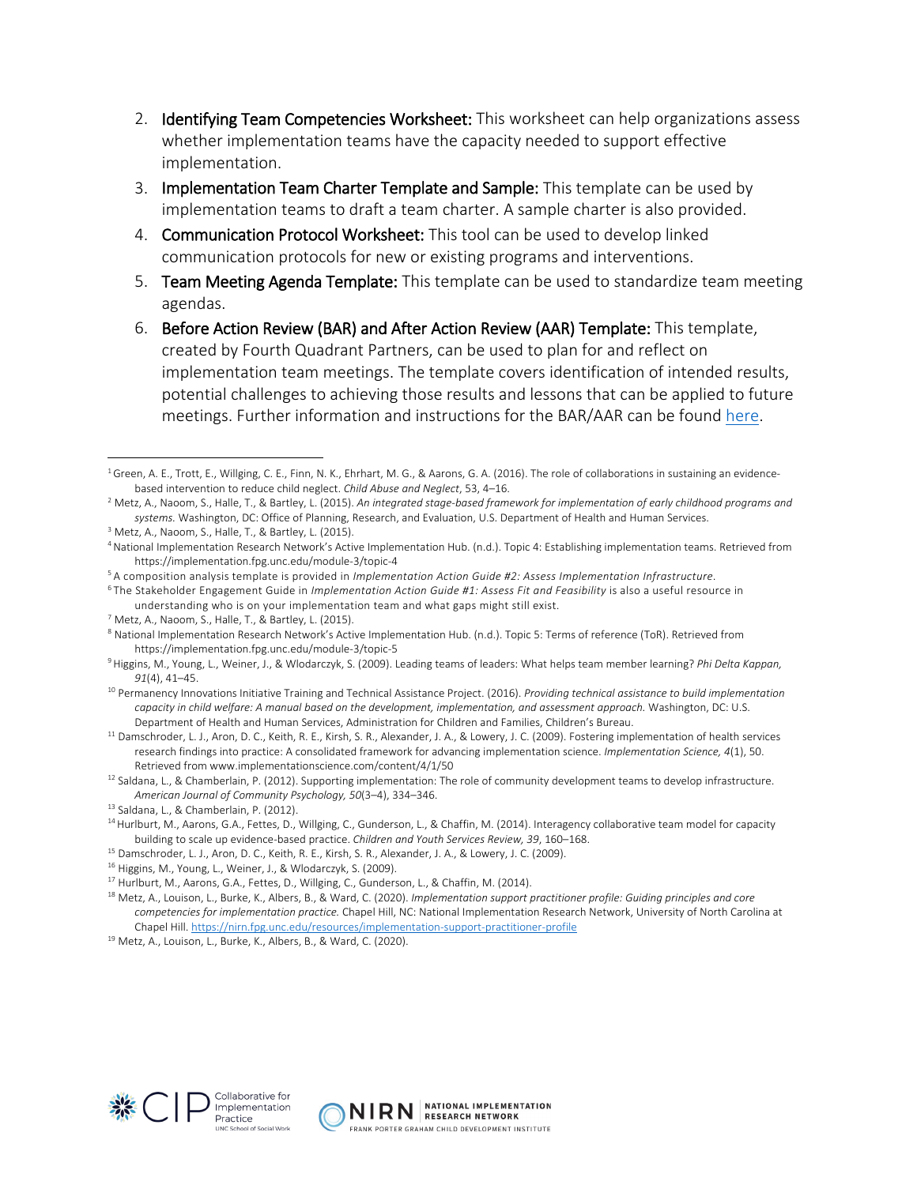2. **Identifying Team Competencies Worksheet:** This worksheet can help organizations assess whether implementation teams have the capacity needed to support effective implementation.
3. **Implementation Team Charter Template and Sample:** This template can be used by implementation teams to draft a team charter. A sample charter is also provided.
4. **Communication Protocol Worksheet:** This tool can be used to develop linked communication protocols for new or existing programs and interventions.
5. **Team Meeting Agenda Template:** This template can be used to standardize team meeting agendas.
6. **Before Action Review (BAR) and After Action Review (AAR) Template:** This template, created by Fourth Quadrant Partners, can be used to plan for and reflect on implementation team meetings. The template covers identification of intended results, potential challenges to achieving those results and lessons that can be applied to future meetings. Further information and instructions for the BAR/AAR can be found here.

---

[1] Green, A. E., Trott, E., Willging, C. E., Finn, N. K., Ehrhart, M. G., & Aarons, G. A. (2016). The role of collaborations in sustaining an evidence-based intervention to reduce child neglect. *Child Abuse and Neglect*, 53, 4–16.

[2] Metz, A., Naoom, S., Halle, T., & Bartley, L. (2015). *An integrated stage-based framework for implementation of early childhood programs and systems.* Washington, DC: Office of Planning, Research, and Evaluation, U.S. Department of Health and Human Services.

[3] Metz, A., Naoom, S., Halle, T., & Bartley, L. (2015).

[4] National Implementation Research Network's Active Implementation Hub. (n.d.). Topic 4: Establishing implementation teams. Retrieved from https://implementation.fpg.unc.edu/module-3/topic-4

[5] A composition analysis template is provided in *Implementation Action Guide #2: Assess Implementation Infrastructure*.

[6] The Stakeholder Engagement Guide in *Implementation Action Guide #1: Assess Fit and Feasibility* is also a useful resource in understanding who is on your implementation team and what gaps might still exist.

[7] Metz, A., Naoom, S., Halle, T., & Bartley, L. (2015).

[8] National Implementation Research Network's Active Implementation Hub. (n.d.). Topic 5: Terms of reference (ToR). Retrieved from https://implementation.fpg.unc.edu/module-3/topic-5

[9] Higgins, M., Young, L., Weiner, J., & Wlodarczyk, S. (2009). Leading teams of leaders: What helps team member learning? *Phi Delta Kappan, 91*(4), 41–45.

[10] Permanency Innovations Initiative Training and Technical Assistance Project. (2016). *Providing technical assistance to build implementation capacity in child welfare: A manual based on the development, implementation, and assessment approach.* Washington, DC: U.S. Department of Health and Human Services, Administration for Children and Families, Children's Bureau.

[11] Damschroder, L. J., Aron, D. C., Keith, R. E., Kirsh, S. R., Alexander, J. A., & Lowery, J. C. (2009). Fostering implementation of health services research findings into practice: A consolidated framework for advancing implementation science. *Implementation Science, 4*(1), 50. Retrieved from www.implementationscience.com/content/4/1/50

[12] Saldana, L., & Chamberlain, P. (2012). Supporting implementation: The role of community development teams to develop infrastructure. *American Journal of Community Psychology, 50*(3–4), 334–346.

[13] Saldana, L., & Chamberlain, P. (2012).

[14] Hurlburt, M., Aarons, G.A., Fettes, D., Willging, C., Gunderson, L., & Chaffin, M. (2014). Interagency collaborative team model for capacity building to scale up evidence-based practice. *Children and Youth Services Review, 39*, 160–168.

[15] Damschroder, L. J., Aron, D. C., Keith, R. E., Kirsh, S. R., Alexander, J. A., & Lowery, J. C. (2009).

[16] Higgins, M., Young, L., Weiner, J., & Wlodarczyk, S. (2009).

[17] Hurlburt, M., Aarons, G.A., Fettes, D., Willging, C., Gunderson, L., & Chaffin, M. (2014).

[18] Metz, A., Louison, L., Burke, K., Albers, B., & Ward, C. (2020). *Implementation support practitioner profile: Guiding principles and core competencies for implementation practice.* Chapel Hill, NC: National Implementation Research Network, University of North Carolina at Chapel Hill. https://nirn.fpg.unc.edu/resources/implementation-support-practitioner-profile

[19] Metz, A., Louison, L., Burke, K., Albers, B., & Ward, C. (2020).